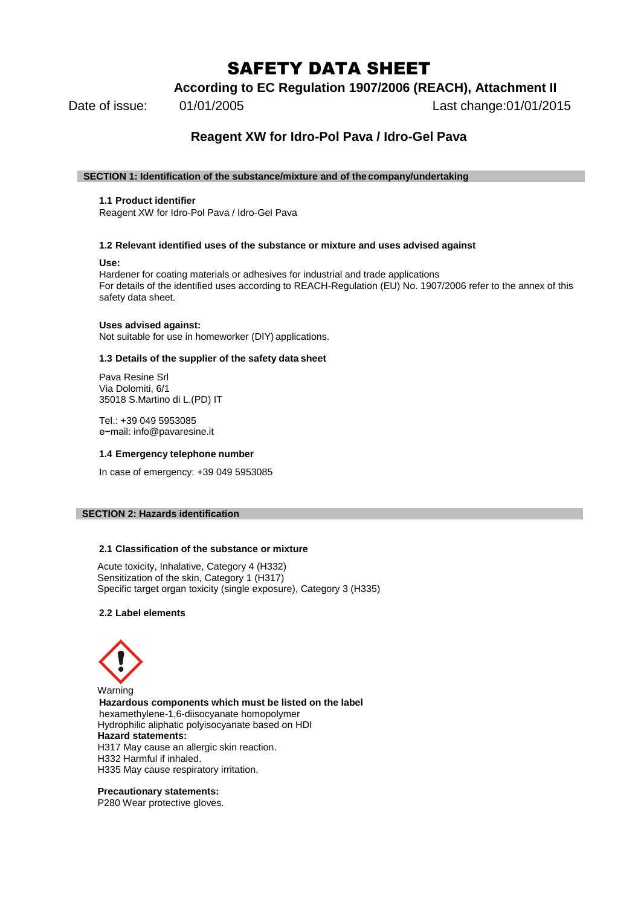# SAFETY DATA SHEET

**According to EC Regulation 1907/2006 (REACH), Attachment II**

Date of issue: 01/01/2005 Last change:01/01/2015

## Reagent XW for Idro-Pol Pava / Idro-Gel Pava

### SECTION 1: Identification of the substance/mixture and of the company/undertaking

**1.1 Product identifier**

Reagent XW for Idro-Pol Pava / Idro-Gel Pava

**1.2 Relevant identified uses of the substance or mixture and uses advised against**

**Use:**

Hardener for coating materials or adhesives for industrial and trade applications
For details of the identified uses according to REACH-Regulation (EU) No. 1907/2006 refer to the annex of this safety data sheet.

**Uses advised against:**

Not suitable for use in homeworker (DIY) applications.

**1.3 Details of the supplier of the safety data sheet**

Pava Resine Srl
Via Dolomiti, 6/1
35018 S.Martino di L.(PD) IT

Tel.: +39 049 5953085
e−mail: info@pavaresine.it

**1.4 Emergency telephone number**

In case of emergency: +39 049 5953085

### SECTION 2: Hazards identification

**2.1 Classification of the substance or mixture**

Acute toxicity, Inhalative, Category 4 (H332)
Sensitization of the skin, Category 1 (H317)
Specific target organ toxicity (single exposure), Category 3 (H335)

**2.2 Label elements**

Warning

**Hazardous components which must be listed on the label**

hexamethylene-1,6-diisocyanate homopolymer
Hydrophilic aliphatic polyisocyanate based on HDI

**Hazard statements:**

H317 May cause an allergic skin reaction.
H332 Harmful if inhaled.
H335 May cause respiratory irritation.

**Precautionary statements:**

P280 Wear protective gloves.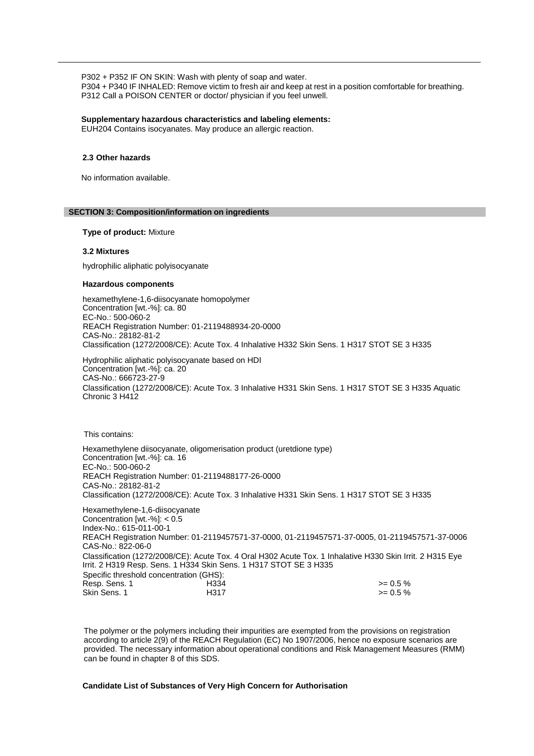P302 + P352 IF ON SKIN: Wash with plenty of soap and water.
P304 + P340 IF INHALED: Remove victim to fresh air and keep at rest in a position comfortable for breathing.
P312 Call a POISON CENTER or doctor/ physician if you feel unwell.

**Supplementary hazardous characteristics and labeling elements:**
EUH204 Contains isocyanates. May produce an allergic reaction.

### 2.3 Other hazards

No information available.

## SECTION 3: Composition/information on ingredients

**Type of product:** Mixture

### 3.2 Mixtures

hydrophilic aliphatic polyisocyanate

**Hazardous components**

hexamethylene-1,6-diisocyanate homopolymer
Concentration [wt.-%]: ca. 80
EC-No.: 500-060-2
REACH Registration Number: 01-2119488934-20-0000
CAS-No.: 28182-81-2
Classification (1272/2008/CE): Acute Tox. 4 Inhalative H332 Skin Sens. 1 H317 STOT SE 3 H335

Hydrophilic aliphatic polyisocyanate based on HDI
Concentration [wt.-%]: ca. 20
CAS-No.: 666723-27-9
Classification (1272/2008/CE): Acute Tox. 3 Inhalative H331 Skin Sens. 1 H317 STOT SE 3 H335 Aquatic Chronic 3 H412

This contains:

Hexamethylene diisocyanate, oligomerisation product (uretdione type)
Concentration [wt.-%]: ca. 16
EC-No.: 500-060-2
REACH Registration Number: 01-2119488177-26-0000
CAS-No.: 28182-81-2
Classification (1272/2008/CE): Acute Tox. 3 Inhalative H331 Skin Sens. 1 H317 STOT SE 3 H335

Hexamethylene-1,6-diisocyanate
Concentration [wt.-%]: < 0.5
Index-No.: 615-011-00-1
REACH Registration Number: 01-2119457571-37-0000, 01-2119457571-37-0005, 01-2119457571-37-0006
CAS-No.: 822-06-0
Classification (1272/2008/CE): Acute Tox. 4 Oral H302 Acute Tox. 1 Inhalative H330 Skin Irrit. 2 H315 Eye Irrit. 2 H319 Resp. Sens. 1 H334 Skin Sens. 1 H317 STOT SE 3 H335
Specific threshold concentration (GHS):

| | | |
|---|---|---|
| Resp. Sens. 1 | H334 | >= 0.5 % |
| Skin Sens. 1 | H317 | >= 0.5 % |

The polymer or the polymers including their impurities are exempted from the provisions on registration according to article 2(9) of the REACH Regulation (EC) No 1907/2006, hence no exposure scenarios are provided. The necessary information about operational conditions and Risk Management Measures (RMM) can be found in chapter 8 of this SDS.

**Candidate List of Substances of Very High Concern for Authorisation**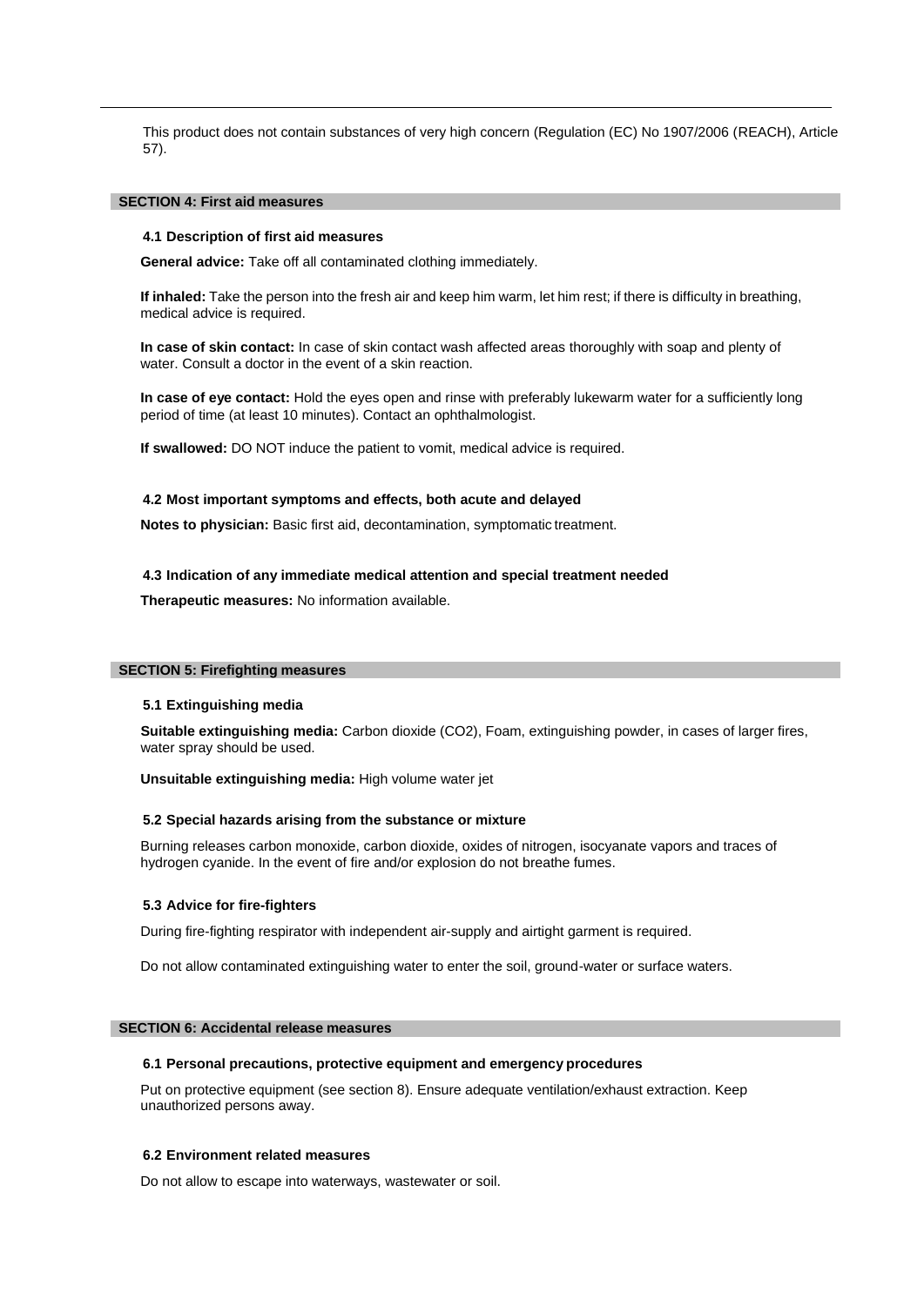This product does not contain substances of very high concern (Regulation (EC) No 1907/2006 (REACH), Article 57).

## SECTION 4: First aid measures

### 4.1 Description of first aid measures

**General advice:** Take off all contaminated clothing immediately.

**If inhaled:** Take the person into the fresh air and keep him warm, let him rest; if there is difficulty in breathing, medical advice is required.

**In case of skin contact:** In case of skin contact wash affected areas thoroughly with soap and plenty of water. Consult a doctor in the event of a skin reaction.

**In case of eye contact:** Hold the eyes open and rinse with preferably lukewarm water for a sufficiently long period of time (at least 10 minutes). Contact an ophthalmologist.

**If swallowed:** DO NOT induce the patient to vomit, medical advice is required.

### 4.2 Most important symptoms and effects, both acute and delayed

**Notes to physician:** Basic first aid, decontamination, symptomatic treatment.

### 4.3 Indication of any immediate medical attention and special treatment needed

**Therapeutic measures:** No information available.

## SECTION 5: Firefighting measures

### 5.1 Extinguishing media

**Suitable extinguishing media:** Carbon dioxide ($CO_2$), Foam, extinguishing powder, in cases of larger fires, water spray should be used.

**Unsuitable extinguishing media:** High volume water jet

### 5.2 Special hazards arising from the substance or mixture

Burning releases carbon monoxide, carbon dioxide, oxides of nitrogen, isocyanate vapors and traces of hydrogen cyanide. In the event of fire and/or explosion do not breathe fumes.

### 5.3 Advice for fire-fighters

During fire-fighting respirator with independent air-supply and airtight garment is required.

Do not allow contaminated extinguishing water to enter the soil, ground-water or surface waters.

## SECTION 6: Accidental release measures

### 6.1 Personal precautions, protective equipment and emergency procedures

Put on protective equipment (see section 8). Ensure adequate ventilation/exhaust extraction. Keep unauthorized persons away.

### 6.2 Environment related measures

Do not allow to escape into waterways, wastewater or soil.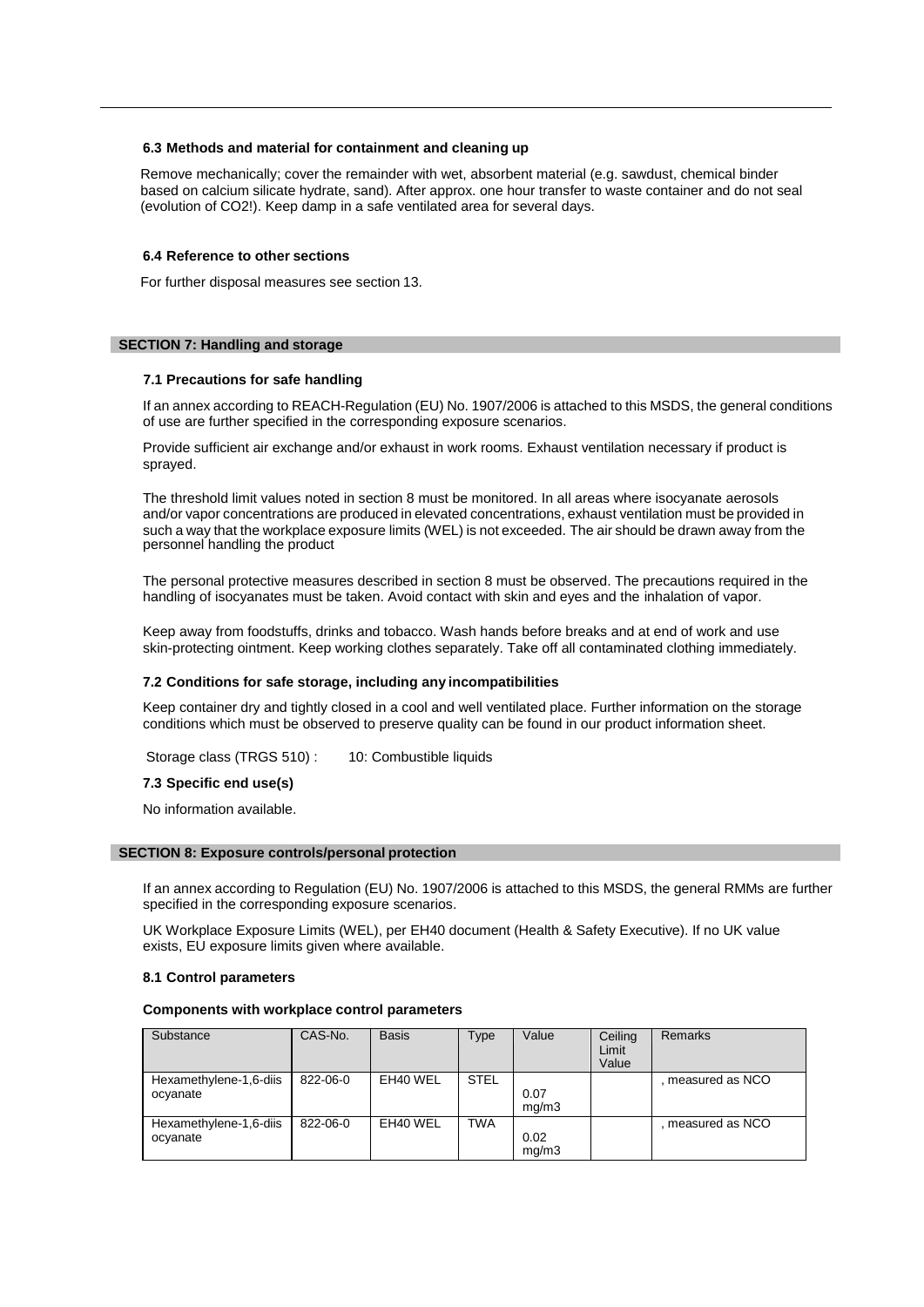### 6.3 Methods and material for containment and cleaning up

Remove mechanically; cover the remainder with wet, absorbent material (e.g. sawdust, chemical binder based on calcium silicate hydrate, sand). After approx. one hour transfer to waste container and do not seal (evolution of $CO_2$!). Keep damp in a safe ventilated area for several days.

### 6.4 Reference to other sections

For further disposal measures see section 13.

## SECTION 7: Handling and storage

### 7.1 Precautions for safe handling

If an annex according to REACH-Regulation (EU) No. 1907/2006 is attached to this MSDS, the general conditions of use are further specified in the corresponding exposure scenarios.

Provide sufficient air exchange and/or exhaust in work rooms. Exhaust ventilation necessary if product is sprayed.

The threshold limit values noted in section 8 must be monitored. In all areas where isocyanate aerosols and/or vapor concentrations are produced in elevated concentrations, exhaust ventilation must be provided in such a way that the workplace exposure limits (WEL) is not exceeded. The air should be drawn away from the personnel handling the product

The personal protective measures described in section 8 must be observed. The precautions required in the handling of isocyanates must be taken. Avoid contact with skin and eyes and the inhalation of vapor.

Keep away from foodstuffs, drinks and tobacco. Wash hands before breaks and at end of work and use skin-protecting ointment. Keep working clothes separately. Take off all contaminated clothing immediately.

### 7.2 Conditions for safe storage, including any incompatibilities

Keep container dry and tightly closed in a cool and well ventilated place. Further information on the storage conditions which must be observed to preserve quality can be found in our product information sheet.

Storage class (TRGS 510) : 10: Combustible liquids

### 7.3 Specific end use(s)

No information available.

## SECTION 8: Exposure controls/personal protection

If an annex according to Regulation (EU) No. 1907/2006 is attached to this MSDS, the general RMMs are further specified in the corresponding exposure scenarios.

UK Workplace Exposure Limits (WEL), per EH40 document (Health & Safety Executive). If no UK value exists, EU exposure limits given where available.

### 8.1 Control parameters

**Components with workplace control parameters**

| Substance | CAS-No. | Basis | Type | Value | Ceiling Limit Value | Remarks |
|---|---|---|---|---|---|---|
| Hexamethylene-1,6-diisocyanate | 822-06-0 | EH40 WEL | STEL | 0.07 mg/m3 | | , measured as NCO |
| Hexamethylene-1,6-diisocyanate | 822-06-0 | EH40 WEL | TWA | 0.02 mg/m3 | | , measured as NCO |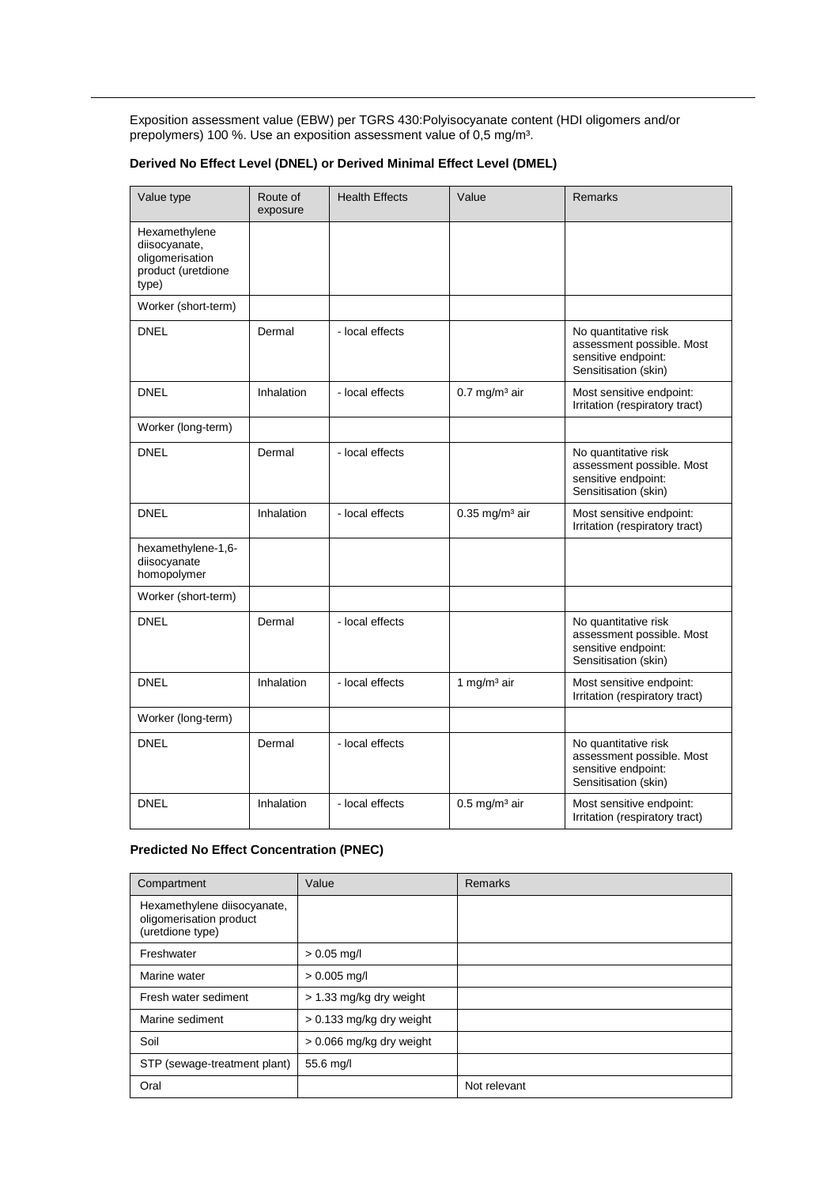Exposition assessment value (EBW) per TGRS 430:Polyisocyanate content (HDI oligomers and/or prepolymers) 100 %. Use an exposition assessment value of 0,5 mg/m³.

**Derived No Effect Level (DNEL) or Derived Minimal Effect Level (DMEL)**

| Value type | Route of exposure | Health Effects | Value | Remarks |
|---|---|---|---|---|
| Hexamethylene diisocyanate, oligomerisation product (uretdione type) | | | | |
| Worker (short-term) | | | | |
| DNEL | Dermal | - local effects | | No quantitative risk assessment possible. Most sensitive endpoint: Sensitisation (skin) |
| DNEL | Inhalation | - local effects | 0.7 mg/m³ air | Most sensitive endpoint: Irritation (respiratory tract) |
| Worker (long-term) | | | | |
| DNEL | Dermal | - local effects | | No quantitative risk assessment possible. Most sensitive endpoint: Sensitisation (skin) |
| DNEL | Inhalation | - local effects | 0.35 mg/m³ air | Most sensitive endpoint: Irritation (respiratory tract) |
| hexamethylene-1,6-diisocyanate homopolymer | | | | |
| Worker (short-term) | | | | |
| DNEL | Dermal | - local effects | | No quantitative risk assessment possible. Most sensitive endpoint: Sensitisation (skin) |
| DNEL | Inhalation | - local effects | 1 mg/m³ air | Most sensitive endpoint: Irritation (respiratory tract) |
| Worker (long-term) | | | | |
| DNEL | Dermal | - local effects | | No quantitative risk assessment possible. Most sensitive endpoint: Sensitisation (skin) |
| DNEL | Inhalation | - local effects | 0.5 mg/m³ air | Most sensitive endpoint: Irritation (respiratory tract) |

**Predicted No Effect Concentration (PNEC)**

| Compartment | Value | Remarks |
|---|---|---|
| Hexamethylene diisocyanate, oligomerisation product (uretdione type) | | |
| Freshwater | > 0.05 mg/l | |
| Marine water | > 0.005 mg/l | |
| Fresh water sediment | > 1.33 mg/kg dry weight | |
| Marine sediment | > 0.133 mg/kg dry weight | |
| Soil | > 0.066 mg/kg dry weight | |
| STP (sewage-treatment plant) | 55.6 mg/l | |
| Oral | | Not relevant |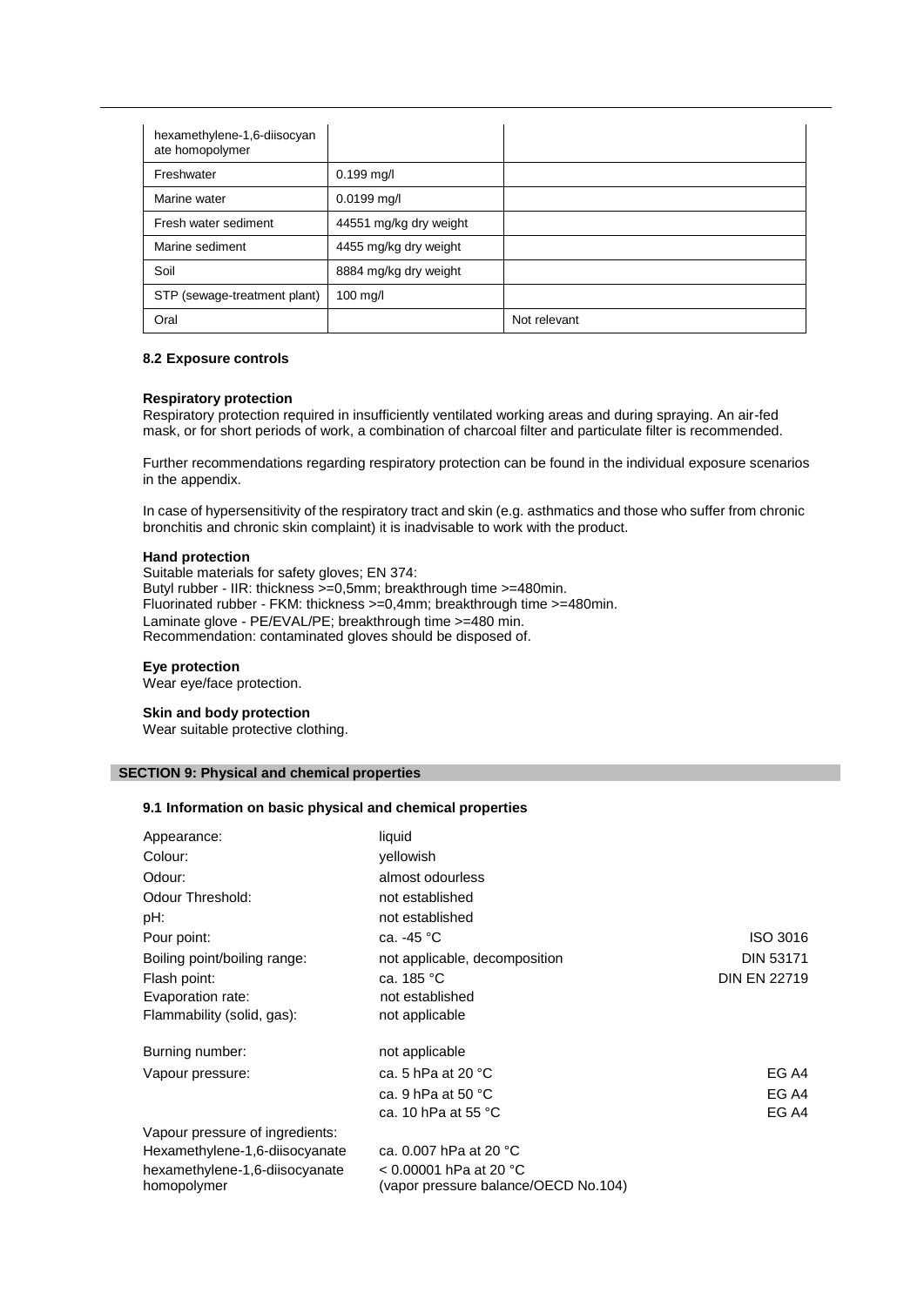| hexamethylene-1,6-diisocyanate homopolymer | | |
|---|---|---|
| Freshwater | 0.199 mg/l | |
| Marine water | 0.0199 mg/l | |
| Fresh water sediment | 44551 mg/kg dry weight | |
| Marine sediment | 4455 mg/kg dry weight | |
| Soil | 8884 mg/kg dry weight | |
| STP (sewage-treatment plant) | 100 mg/l | |
| Oral | | Not relevant |

### 8.2 Exposure controls

**Respiratory protection**

Respiratory protection required in insufficiently ventilated working areas and during spraying. An air-fed mask, or for short periods of work, a combination of charcoal filter and particulate filter is recommended.

Further recommendations regarding respiratory protection can be found in the individual exposure scenarios in the appendix.

In case of hypersensitivity of the respiratory tract and skin (e.g. asthmatics and those who suffer from chronic bronchitis and chronic skin complaint) it is inadvisable to work with the product.

**Hand protection**

Suitable materials for safety gloves; EN 374:
Butyl rubber - IIR: thickness >=0,5mm; breakthrough time >=480min.
Fluorinated rubber - FKM: thickness >=0,4mm; breakthrough time >=480min.
Laminate glove - PE/EVAL/PE; breakthrough time >=480 min.
Recommendation: contaminated gloves should be disposed of.

**Eye protection**

Wear eye/face protection.

**Skin and body protection**

Wear suitable protective clothing.

## SECTION 9: Physical and chemical properties

### 9.1 Information on basic physical and chemical properties

| | | |
|---|---|---|
| Appearance: | liquid | |
| Colour: | yellowish | |
| Odour: | almost odourless | |
| Odour Threshold: | not established | |
| pH: | not established | |
| Pour point: | ca. -45 °C | ISO 3016 |
| Boiling point/boiling range: | not applicable, decomposition | DIN 53171 |
| Flash point: | ca. 185 °C | DIN EN 22719 |
| Evaporation rate: | not established | |
| Flammability (solid, gas): | not applicable | |
| Burning number: | not applicable | |
| Vapour pressure: | ca. 5 hPa at 20 °C | EG A4 |
| | ca. 9 hPa at 50 °C | EG A4 |
| | ca. 10 hPa at 55 °C | EG A4 |
| Vapour pressure of ingredients: | | |
| Hexamethylene-1,6-diisocyanate | ca. 0.007 hPa at 20 °C | |
| hexamethylene-1,6-diisocyanate homopolymer | < 0.00001 hPa at 20 °C (vapor pressure balance/OECD No.104) | |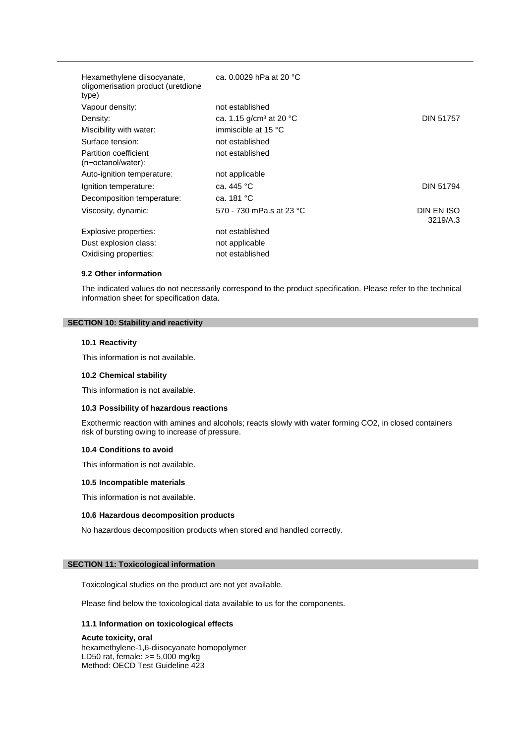| | | |
|---|---|---|
| Hexamethylene diisocyanate, oligomerisation product (uretdione type) | ca. 0.0029 hPa at 20 °C | |
| Vapour density: | not established | |
| Density: | ca. 1.15 g/cm³ at 20 °C | DIN 51757 |
| Miscibility with water: | immiscible at 15 °C | |
| Surface tension: | not established | |
| Partition coefficient (n−octanol/water): | not established | |
| Auto-ignition temperature: | not applicable | |
| Ignition temperature: | ca. 445 °C | DIN 51794 |
| Decomposition temperature: | ca. 181 °C | |
| Viscosity, dynamic: | 570 - 730 mPa.s at 23 °C | DIN EN ISO 3219/A.3 |
| Explosive properties: | not established | |
| Dust explosion class: | not applicable | |
| Oxidising properties: | not established | |

### 9.2 Other information

The indicated values do not necessarily correspond to the product specification. Please refer to the technical information sheet for specification data.

## SECTION 10: Stability and reactivity

### 10.1 Reactivity

This information is not available.

### 10.2 Chemical stability

This information is not available.

### 10.3 Possibility of hazardous reactions

Exothermic reaction with amines and alcohols; reacts slowly with water forming $CO_2$, in closed containers risk of bursting owing to increase of pressure.

### 10.4 Conditions to avoid

This information is not available.

### 10.5 Incompatible materials

This information is not available.

### 10.6 Hazardous decomposition products

No hazardous decomposition products when stored and handled correctly.

## SECTION 11: Toxicological information

Toxicological studies on the product are not yet available.

Please find below the toxicological data available to us for the components.

### 11.1 Information on toxicological effects

**Acute toxicity, oral**
hexamethylene-1,6-diisocyanate homopolymer
LD50 rat, female: >= 5,000 mg/kg
Method: OECD Test Guideline 423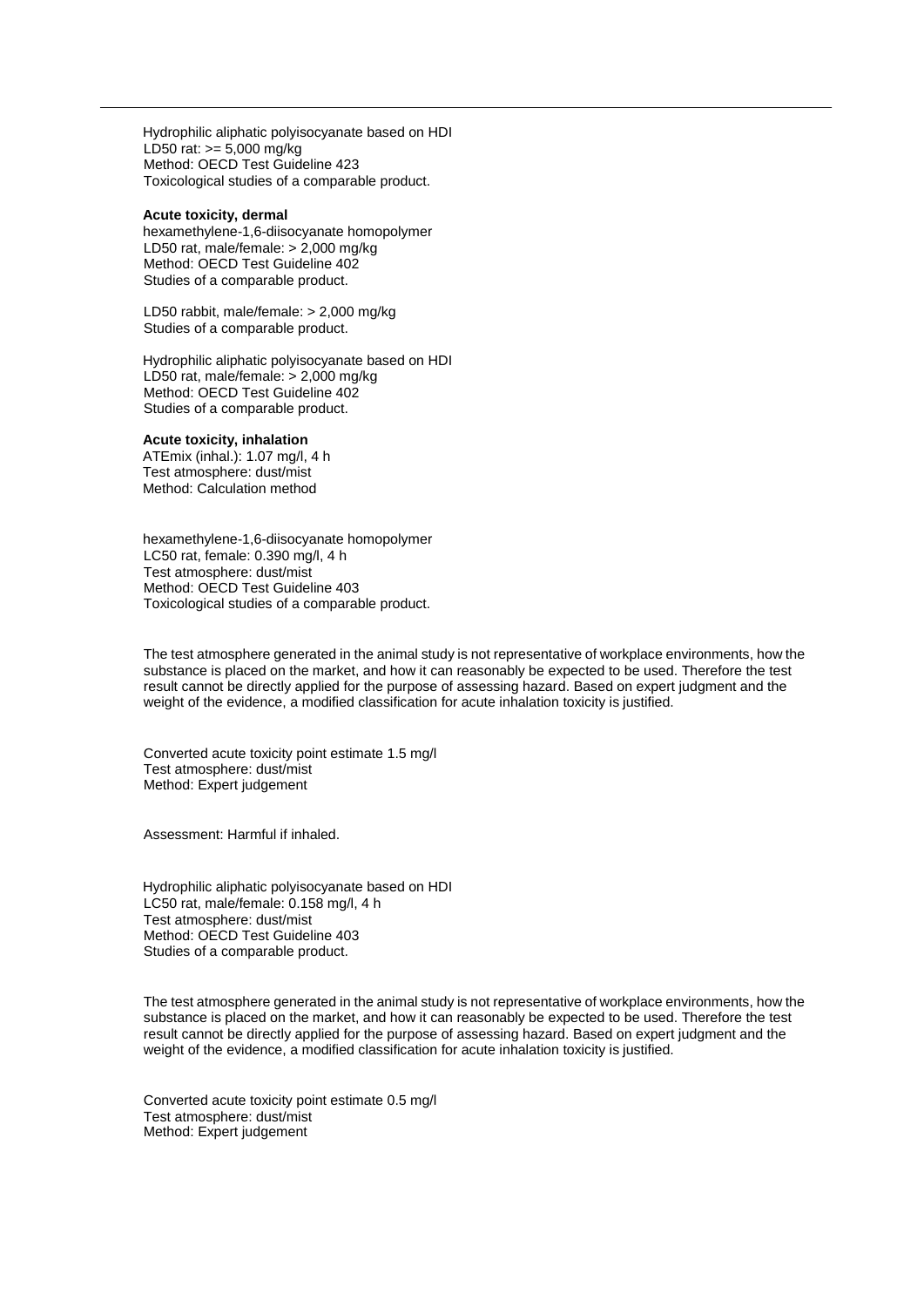Hydrophilic aliphatic polyisocyanate based on HDI
LD50 rat: >= 5,000 mg/kg
Method: OECD Test Guideline 423
Toxicological studies of a comparable product.

**Acute toxicity, dermal**

hexamethylene-1,6-diisocyanate homopolymer
LD50 rat, male/female: > 2,000 mg/kg
Method: OECD Test Guideline 402
Studies of a comparable product.

LD50 rabbit, male/female: > 2,000 mg/kg
Studies of a comparable product.

Hydrophilic aliphatic polyisocyanate based on HDI
LD50 rat, male/female: > 2,000 mg/kg
Method: OECD Test Guideline 402
Studies of a comparable product.

**Acute toxicity, inhalation**

ATEmix (inhal.): 1.07 mg/l, 4 h
Test atmosphere: dust/mist
Method: Calculation method

hexamethylene-1,6-diisocyanate homopolymer
LC50 rat, female: 0.390 mg/l, 4 h
Test atmosphere: dust/mist
Method: OECD Test Guideline 403
Toxicological studies of a comparable product.

The test atmosphere generated in the animal study is not representative of workplace environments, how the substance is placed on the market, and how it can reasonably be expected to be used. Therefore the test result cannot be directly applied for the purpose of assessing hazard. Based on expert judgment and the weight of the evidence, a modified classification for acute inhalation toxicity is justified.

Converted acute toxicity point estimate 1.5 mg/l
Test atmosphere: dust/mist
Method: Expert judgement

Assessment: Harmful if inhaled.

Hydrophilic aliphatic polyisocyanate based on HDI
LC50 rat, male/female: 0.158 mg/l, 4 h
Test atmosphere: dust/mist
Method: OECD Test Guideline 403
Studies of a comparable product.

The test atmosphere generated in the animal study is not representative of workplace environments, how the substance is placed on the market, and how it can reasonably be expected to be used. Therefore the test result cannot be directly applied for the purpose of assessing hazard. Based on expert judgment and the weight of the evidence, a modified classification for acute inhalation toxicity is justified.

Converted acute toxicity point estimate 0.5 mg/l
Test atmosphere: dust/mist
Method: Expert judgement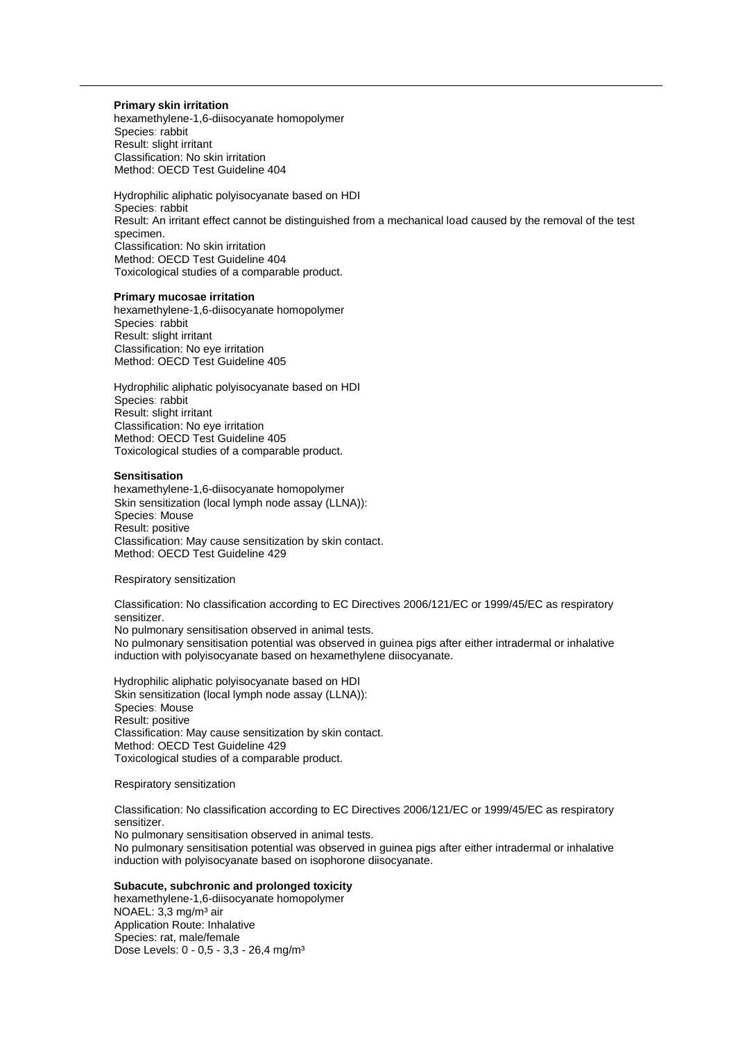**Primary skin irritation**

hexamethylene-1,6-diisocyanate homopolymer
Species: rabbit
Result: slight irritant
Classification: No skin irritation
Method: OECD Test Guideline 404

Hydrophilic aliphatic polyisocyanate based on HDI
Species: rabbit
Result: An irritant effect cannot be distinguished from a mechanical load caused by the removal of the test specimen.
Classification: No skin irritation
Method: OECD Test Guideline 404
Toxicological studies of a comparable product.

**Primary mucosae irritation**

hexamethylene-1,6-diisocyanate homopolymer
Species: rabbit
Result: slight irritant
Classification: No eye irritation
Method: OECD Test Guideline 405

Hydrophilic aliphatic polyisocyanate based on HDI
Species: rabbit
Result: slight irritant
Classification: No eye irritation
Method: OECD Test Guideline 405
Toxicological studies of a comparable product.

**Sensitisation**

hexamethylene-1,6-diisocyanate homopolymer
Skin sensitization (local lymph node assay (LLNA)):
Species: Mouse
Result: positive
Classification: May cause sensitization by skin contact.
Method: OECD Test Guideline 429

Respiratory sensitization

Classification: No classification according to EC Directives 2006/121/EC or 1999/45/EC as respiratory sensitizer.
No pulmonary sensitisation observed in animal tests.
No pulmonary sensitisation potential was observed in guinea pigs after either intradermal or inhalative induction with polyisocyanate based on hexamethylene diisocyanate.

Hydrophilic aliphatic polyisocyanate based on HDI
Skin sensitization (local lymph node assay (LLNA)):
Species: Mouse
Result: positive
Classification: May cause sensitization by skin contact.
Method: OECD Test Guideline 429
Toxicological studies of a comparable product.

Respiratory sensitization

Classification: No classification according to EC Directives 2006/121/EC or 1999/45/EC as respiratory sensitizer.
No pulmonary sensitisation observed in animal tests.
No pulmonary sensitisation potential was observed in guinea pigs after either intradermal or inhalative induction with polyisocyanate based on isophorone diisocyanate.

**Subacute, subchronic and prolonged toxicity**

hexamethylene-1,6-diisocyanate homopolymer
NOAEL: 3,3 mg/m³ air
Application Route: Inhalative
Species: rat, male/female
Dose Levels: 0 - 0,5 - 3,3 - 26,4 mg/m³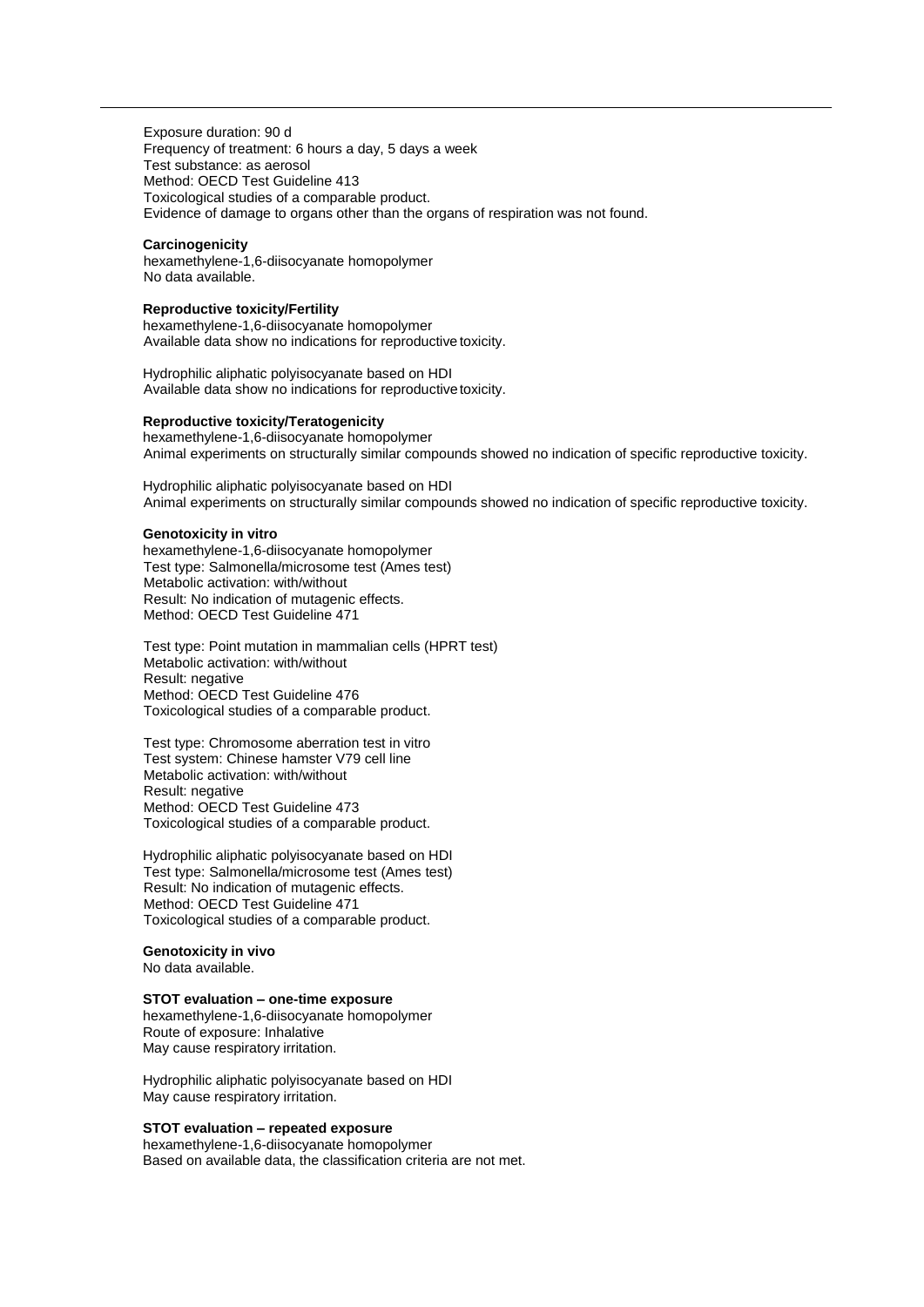Exposure duration: 90 d
Frequency of treatment: 6 hours a day, 5 days a week
Test substance: as aerosol
Method: OECD Test Guideline 413
Toxicological studies of a comparable product.
Evidence of damage to organs other than the organs of respiration was not found.

**Carcinogenicity**
hexamethylene-1,6-diisocyanate homopolymer
No data available.

**Reproductive toxicity/Fertility**
hexamethylene-1,6-diisocyanate homopolymer
Available data show no indications for reproductive toxicity.

Hydrophilic aliphatic polyisocyanate based on HDI
Available data show no indications for reproductive toxicity.

**Reproductive toxicity/Teratogenicity**
hexamethylene-1,6-diisocyanate homopolymer
Animal experiments on structurally similar compounds showed no indication of specific reproductive toxicity.

Hydrophilic aliphatic polyisocyanate based on HDI
Animal experiments on structurally similar compounds showed no indication of specific reproductive toxicity.

**Genotoxicity in vitro**
hexamethylene-1,6-diisocyanate homopolymer
Test type: Salmonella/microsome test (Ames test)
Metabolic activation: with/without
Result: No indication of mutagenic effects.
Method: OECD Test Guideline 471

Test type: Point mutation in mammalian cells (HPRT test)
Metabolic activation: with/without
Result: negative
Method: OECD Test Guideline 476
Toxicological studies of a comparable product.

Test type: Chromosome aberration test in vitro
Test system: Chinese hamster V79 cell line
Metabolic activation: with/without
Result: negative
Method: OECD Test Guideline 473
Toxicological studies of a comparable product.

Hydrophilic aliphatic polyisocyanate based on HDI
Test type: Salmonella/microsome test (Ames test)
Result: No indication of mutagenic effects.
Method: OECD Test Guideline 471
Toxicological studies of a comparable product.

**Genotoxicity in vivo**
No data available.

**STOT evaluation – one-time exposure**
hexamethylene-1,6-diisocyanate homopolymer
Route of exposure: Inhalative
May cause respiratory irritation.

Hydrophilic aliphatic polyisocyanate based on HDI
May cause respiratory irritation.

**STOT evaluation – repeated exposure**
hexamethylene-1,6-diisocyanate homopolymer
Based on available data, the classification criteria are not met.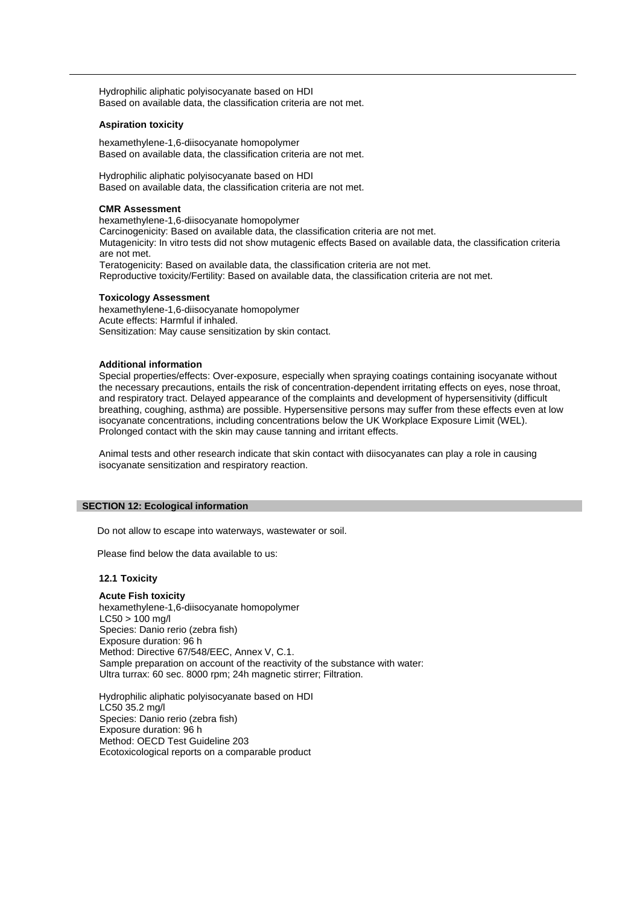Hydrophilic aliphatic polyisocyanate based on HDI
Based on available data, the classification criteria are not met.

**Aspiration toxicity**

hexamethylene-1,6-diisocyanate homopolymer
Based on available data, the classification criteria are not met.

Hydrophilic aliphatic polyisocyanate based on HDI
Based on available data, the classification criteria are not met.

**CMR Assessment**
hexamethylene-1,6-diisocyanate homopolymer
Carcinogenicity: Based on available data, the classification criteria are not met.
Mutagenicity: In vitro tests did not show mutagenic effects Based on available data, the classification criteria are not met.
Teratogenicity: Based on available data, the classification criteria are not met.
Reproductive toxicity/Fertility: Based on available data, the classification criteria are not met.

**Toxicology Assessment**
hexamethylene-1,6-diisocyanate homopolymer
Acute effects: Harmful if inhaled.
Sensitization: May cause sensitization by skin contact.

**Additional information**
Special properties/effects: Over-exposure, especially when spraying coatings containing isocyanate without the necessary precautions, entails the risk of concentration-dependent irritating effects on eyes, nose throat, and respiratory tract. Delayed appearance of the complaints and development of hypersensitivity (difficult breathing, coughing, asthma) are possible. Hypersensitive persons may suffer from these effects even at low isocyanate concentrations, including concentrations below the UK Workplace Exposure Limit (WEL). Prolonged contact with the skin may cause tanning and irritant effects.

Animal tests and other research indicate that skin contact with diisocyanates can play a role in causing isocyanate sensitization and respiratory reaction.

## SECTION 12: Ecological information

Do not allow to escape into waterways, wastewater or soil.

Please find below the data available to us:

### 12.1 Toxicity

**Acute Fish toxicity**
hexamethylene-1,6-diisocyanate homopolymer
LC50 > 100 mg/l
Species: Danio rerio (zebra fish)
Exposure duration: 96 h
Method: Directive 67/548/EEC, Annex V, C.1.
Sample preparation on account of the reactivity of the substance with water:
Ultra turrax: 60 sec. 8000 rpm; 24h magnetic stirrer; Filtration.

Hydrophilic aliphatic polyisocyanate based on HDI
LC50 35.2 mg/l
Species: Danio rerio (zebra fish)
Exposure duration: 96 h
Method: OECD Test Guideline 203
Ecotoxicological reports on a comparable product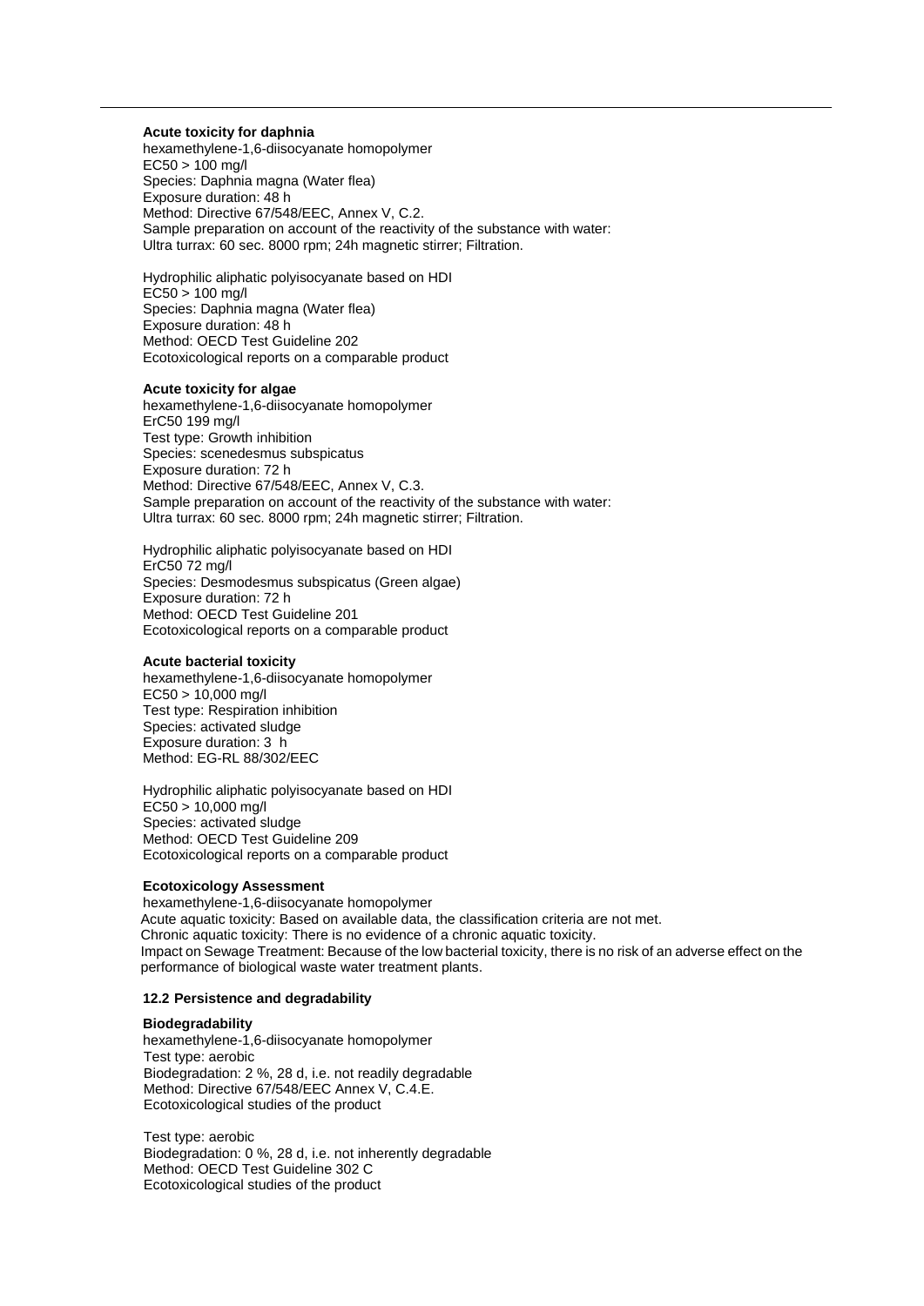**Acute toxicity for daphnia**

hexamethylene-1,6-diisocyanate homopolymer
EC50 > 100 mg/l
Species: Daphnia magna (Water flea)
Exposure duration: 48 h
Method: Directive 67/548/EEC, Annex V, C.2.
Sample preparation on account of the reactivity of the substance with water:
Ultra turrax: 60 sec. 8000 rpm; 24h magnetic stirrer; Filtration.

Hydrophilic aliphatic polyisocyanate based on HDI
EC50 > 100 mg/l
Species: Daphnia magna (Water flea)
Exposure duration: 48 h
Method: OECD Test Guideline 202
Ecotoxicological reports on a comparable product

**Acute toxicity for algae**

hexamethylene-1,6-diisocyanate homopolymer
ErC50 199 mg/l
Test type: Growth inhibition
Species: scenedesmus subspicatus
Exposure duration: 72 h
Method: Directive 67/548/EEC, Annex V, C.3.
Sample preparation on account of the reactivity of the substance with water:
Ultra turrax: 60 sec. 8000 rpm; 24h magnetic stirrer; Filtration.

Hydrophilic aliphatic polyisocyanate based on HDI
ErC50 72 mg/l
Species: Desmodesmus subspicatus (Green algae)
Exposure duration: 72 h
Method: OECD Test Guideline 201
Ecotoxicological reports on a comparable product

**Acute bacterial toxicity**

hexamethylene-1,6-diisocyanate homopolymer
EC50 > 10,000 mg/l
Test type: Respiration inhibition
Species: activated sludge
Exposure duration: 3 h
Method: EG-RL 88/302/EEC

Hydrophilic aliphatic polyisocyanate based on HDI
EC50 > 10,000 mg/l
Species: activated sludge
Method: OECD Test Guideline 209
Ecotoxicological reports on a comparable product

**Ecotoxicology Assessment**

hexamethylene-1,6-diisocyanate homopolymer
Acute aquatic toxicity: Based on available data, the classification criteria are not met.
Chronic aquatic toxicity: There is no evidence of a chronic aquatic toxicity.
Impact on Sewage Treatment: Because of the low bacterial toxicity, there is no risk of an adverse effect on the performance of biological waste water treatment plants.

### 12.2 Persistence and degradability

**Biodegradability**

hexamethylene-1,6-diisocyanate homopolymer
Test type: aerobic
Biodegradation: 2 %, 28 d, i.e. not readily degradable
Method: Directive 67/548/EEC Annex V, C.4.E.
Ecotoxicological studies of the product

Test type: aerobic
Biodegradation: 0 %, 28 d, i.e. not inherently degradable
Method: OECD Test Guideline 302 C
Ecotoxicological studies of the product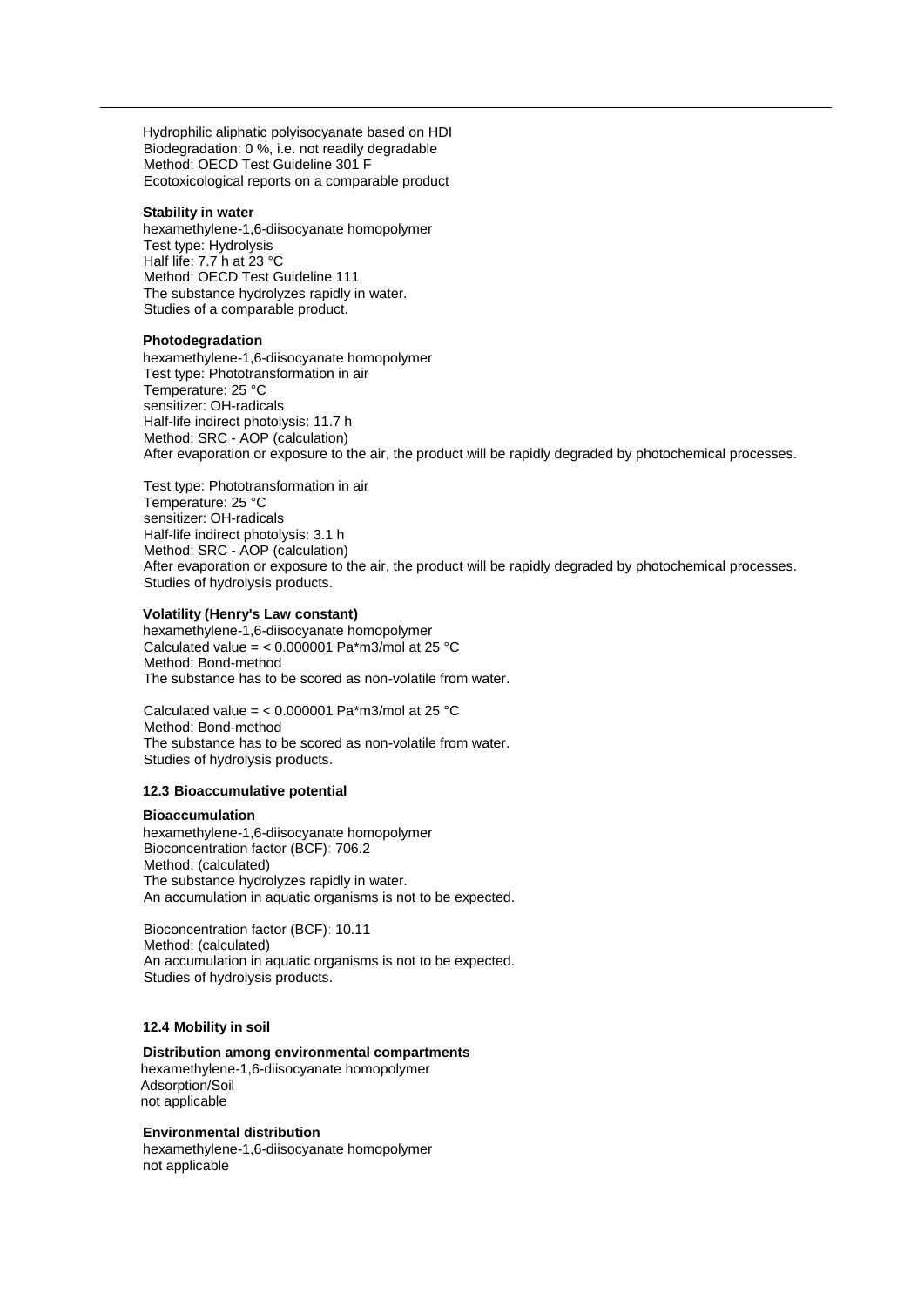Hydrophilic aliphatic polyisocyanate based on HDI
Biodegradation: 0 %, i.e. not readily degradable
Method: OECD Test Guideline 301 F
Ecotoxicological reports on a comparable product

**Stability in water**

hexamethylene-1,6-diisocyanate homopolymer
Test type: Hydrolysis
Half life: 7.7 h at 23 °C
Method: OECD Test Guideline 111
The substance hydrolyzes rapidly in water.
Studies of a comparable product.

**Photodegradation**

hexamethylene-1,6-diisocyanate homopolymer
Test type: Phototransformation in air
Temperature: 25 °C
sensitizer: OH-radicals
Half-life indirect photolysis: 11.7 h
Method: SRC - AOP (calculation)
After evaporation or exposure to the air, the product will be rapidly degraded by photochemical processes.

Test type: Phototransformation in air
Temperature: 25 °C
sensitizer: OH-radicals
Half-life indirect photolysis: 3.1 h
Method: SRC - AOP (calculation)
After evaporation or exposure to the air, the product will be rapidly degraded by photochemical processes.
Studies of hydrolysis products.

**Volatility (Henry's Law constant)**

hexamethylene-1,6-diisocyanate homopolymer
Calculated value = < 0.000001 Pa*m3/mol at 25 °C
Method: Bond-method
The substance has to be scored as non-volatile from water.

Calculated value = < 0.000001 Pa*m3/mol at 25 °C
Method: Bond-method
The substance has to be scored as non-volatile from water.
Studies of hydrolysis products.

## 12.3 Bioaccumulative potential

**Bioaccumulation**

hexamethylene-1,6-diisocyanate homopolymer
Bioconcentration factor (BCF): 706.2
Method: (calculated)
The substance hydrolyzes rapidly in water.
An accumulation in aquatic organisms is not to be expected.

Bioconcentration factor (BCF): 10.11
Method: (calculated)
An accumulation in aquatic organisms is not to be expected.
Studies of hydrolysis products.

## 12.4 Mobility in soil

**Distribution among environmental compartments**

hexamethylene-1,6-diisocyanate homopolymer
Adsorption/Soil
not applicable

**Environmental distribution**

hexamethylene-1,6-diisocyanate homopolymer
not applicable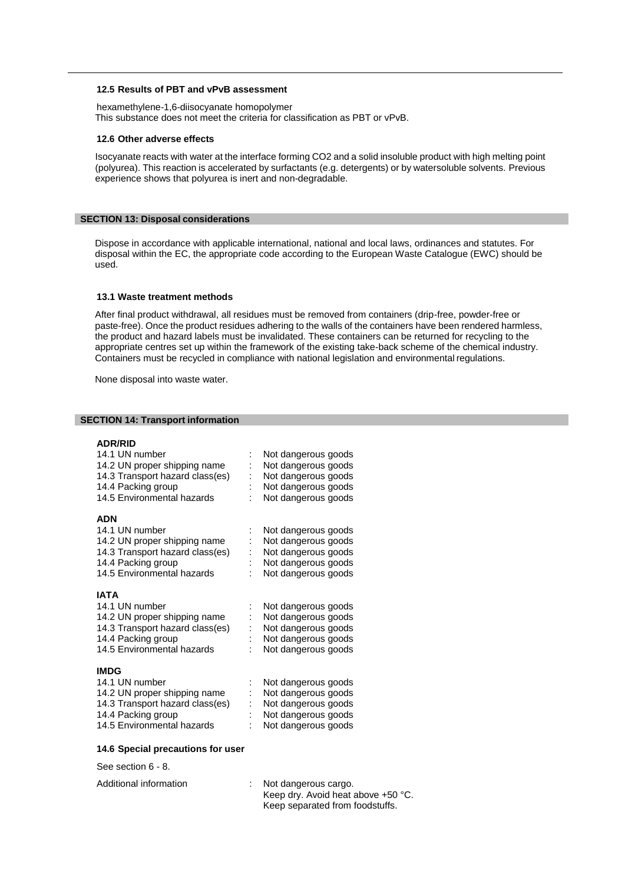### 12.5 Results of PBT and vPvB assessment

hexamethylene-1,6-diisocyanate homopolymer
This substance does not meet the criteria for classification as PBT or vPvB.

### 12.6 Other adverse effects

Isocyanate reacts with water at the interface forming $CO_2$ and a solid insoluble product with high melting point (polyurea). This reaction is accelerated by surfactants (e.g. detergents) or by watersoluble solvents. Previous experience shows that polyurea is inert and non-degradable.

## SECTION 13: Disposal considerations

Dispose in accordance with applicable international, national and local laws, ordinances and statutes. For disposal within the EC, the appropriate code according to the European Waste Catalogue (EWC) should be used.

### 13.1 Waste treatment methods

After final product withdrawal, all residues must be removed from containers (drip-free, powder-free or paste-free). Once the product residues adhering to the walls of the containers have been rendered harmless, the product and hazard labels must be invalidated. These containers can be returned for recycling to the appropriate centres set up within the framework of the existing take-back scheme of the chemical industry. Containers must be recycled in compliance with national legislation and environmental regulations.

None disposal into waste water.

## SECTION 14: Transport information

**ADR/RID**

| | | |
|---|---|---|
| 14.1 UN number | : | Not dangerous goods |
| 14.2 UN proper shipping name | : | Not dangerous goods |
| 14.3 Transport hazard class(es) | : | Not dangerous goods |
| 14.4 Packing group | : | Not dangerous goods |
| 14.5 Environmental hazards | : | Not dangerous goods |

**ADN**

| | | |
|---|---|---|
| 14.1 UN number | : | Not dangerous goods |
| 14.2 UN proper shipping name | : | Not dangerous goods |
| 14.3 Transport hazard class(es) | : | Not dangerous goods |
| 14.4 Packing group | : | Not dangerous goods |
| 14.5 Environmental hazards | : | Not dangerous goods |

**IATA**

| | | |
|---|---|---|
| 14.1 UN number | : | Not dangerous goods |
| 14.2 UN proper shipping name | : | Not dangerous goods |
| 14.3 Transport hazard class(es) | : | Not dangerous goods |
| 14.4 Packing group | : | Not dangerous goods |
| 14.5 Environmental hazards | : | Not dangerous goods |

**IMDG**

| | | |
|---|---|---|
| 14.1 UN number | : | Not dangerous goods |
| 14.2 UN proper shipping name | : | Not dangerous goods |
| 14.3 Transport hazard class(es) | : | Not dangerous goods |
| 14.4 Packing group | : | Not dangerous goods |
| 14.5 Environmental hazards | : | Not dangerous goods |

### 14.6 Special precautions for user

See section 6 - 8.

Additional information : Not dangerous cargo.
Keep dry. Avoid heat above +50 °C.
Keep separated from foodstuffs.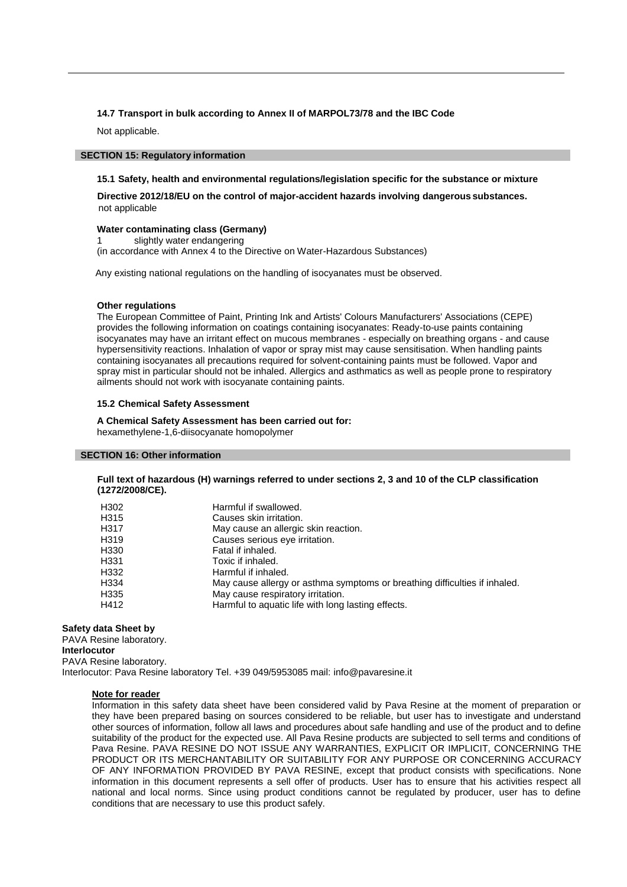### 14.7 Transport in bulk according to Annex II of MARPOL73/78 and the IBC Code

Not applicable.

## SECTION 15: Regulatory information

### 15.1 Safety, health and environmental regulations/legislation specific for the substance or mixture

**Directive 2012/18/EU on the control of major-accident hazards involving dangerous substances.**
not applicable

**Water contaminating class (Germany)**
1 slightly water endangering
(in accordance with Annex 4 to the Directive on Water-Hazardous Substances)

Any existing national regulations on the handling of isocyanates must be observed.

**Other regulations**
The European Committee of Paint, Printing Ink and Artists' Colours Manufacturers' Associations (CEPE) provides the following information on coatings containing isocyanates: Ready-to-use paints containing isocyanates may have an irritant effect on mucous membranes - especially on breathing organs - and cause hypersensitivity reactions. Inhalation of vapor or spray mist may cause sensitisation. When handling paints containing isocyanates all precautions required for solvent-containing paints must be followed. Vapor and spray mist in particular should not be inhaled. Allergics and asthmatics as well as people prone to respiratory ailments should not work with isocyanate containing paints.

### 15.2 Chemical Safety Assessment

**A Chemical Safety Assessment has been carried out for:**
hexamethylene-1,6-diisocyanate homopolymer

## SECTION 16: Other information

**Full text of hazardous (H) warnings referred to under sections 2, 3 and 10 of the CLP classification (1272/2008/CE).**

| | |
|---|---|
| H302 | Harmful if swallowed. |
| H315 | Causes skin irritation. |
| H317 | May cause an allergic skin reaction. |
| H319 | Causes serious eye irritation. |
| H330 | Fatal if inhaled. |
| H331 | Toxic if inhaled. |
| H332 | Harmful if inhaled. |
| H334 | May cause allergy or asthma symptoms or breathing difficulties if inhaled. |
| H335 | May cause respiratory irritation. |
| H412 | Harmful to aquatic life with long lasting effects. |

**Safety data Sheet by**
PAVA Resine laboratory.
**Interlocutor**
PAVA Resine laboratory.
Interlocutor: Pava Resine laboratory Tel. +39 049/5953085 mail: info@pavaresine.it

**Note for reader**
Information in this safety data sheet have been considered valid by Pava Resine at the moment of preparation or they have been prepared basing on sources considered to be reliable, but user has to investigate and understand other sources of information, follow all laws and procedures about safe handling and use of the product and to define suitability of the product for the expected use. All Pava Resine products are subjected to sell terms and conditions of Pava Resine. PAVA RESINE DO NOT ISSUE ANY WARRANTIES, EXPLICIT OR IMPLICIT, CONCERNING THE PRODUCT OR ITS MERCHANTABILITY OR SUITABILITY FOR ANY PURPOSE OR CONCERNING ACCURACY OF ANY INFORMATION PROVIDED BY PAVA RESINE, except that product consists with specifications. None information in this document represents a sell offer of products. User has to ensure that his activities respect all national and local norms. Since using product conditions cannot be regulated by producer, user has to define conditions that are necessary to use this product safely.